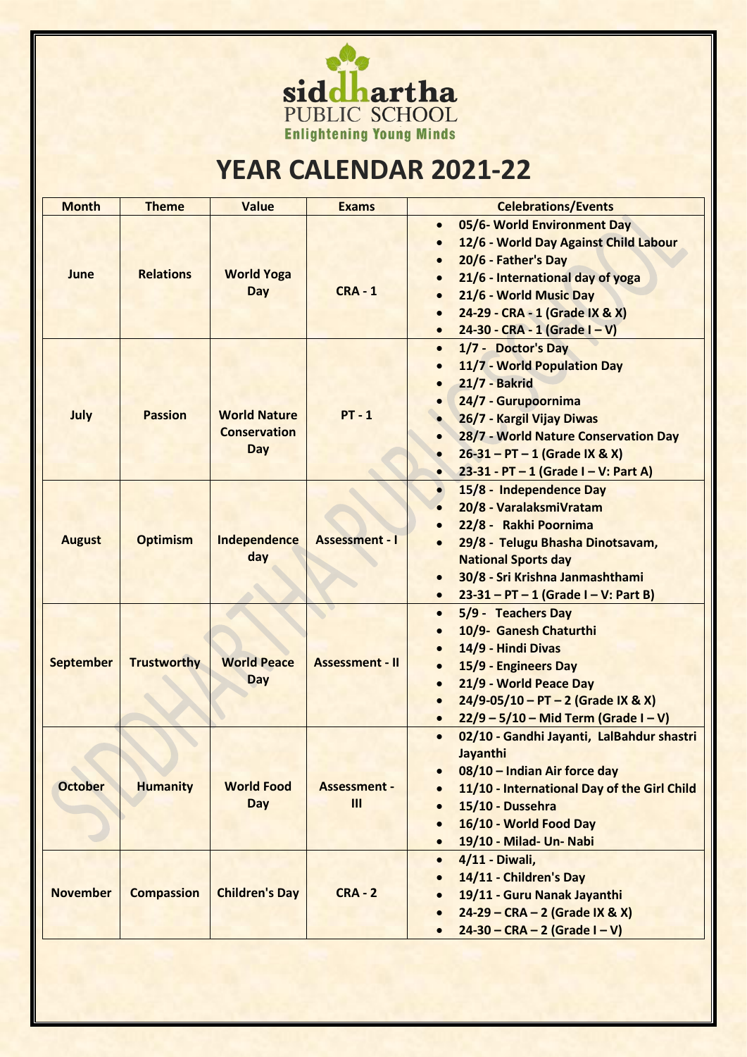siddhartha PUBLIC SCHOOL
Enlightening Young Minds

# YEAR CALENDAR 2021-22

| Month | Theme | Value | Exams | Celebrations/Events |
|---|---|---|---|---|
| June | Relations | World Yoga Day | CRA - 1 | • 05/6- World Environment Day<br>• 12/6 - World Day Against Child Labour<br>• 20/6 - Father's Day<br>• 21/6 - International day of yoga<br>• 21/6 - World Music Day<br>• 24-29 - CRA - 1 (Grade IX & X)<br>• 24-30 - CRA - 1 (Grade I – V) |
| July | Passion | World Nature Conservation Day | PT - 1 | • 1/7 - Doctor's Day<br>• 11/7 - World Population Day<br>• 21/7 - Bakrid<br>• 24/7 - Gurupoornima<br>• 26/7 - Kargil Vijay Diwas<br>• 28/7 - World Nature Conservation Day<br>• 26-31 – PT – 1 (Grade IX & X)<br>• 23-31 - PT – 1 (Grade I – V: Part A) |
| August | Optimism | Independence day | Assessment - I | • 15/8 - Independence Day<br>• 20/8 - VaralaksmiVratam<br>• 22/8 - Rakhi Poornima<br>• 29/8 - Telugu Bhasha Dinotsavam, National Sports day<br>• 30/8 - Sri Krishna Janmashthami<br>• 23-31 – PT – 1 (Grade I – V: Part B) |
| September | Trustworthy | World Peace Day | Assessment - II | • 5/9 - Teachers Day<br>• 10/9- Ganesh Chaturthi<br>• 14/9 - Hindi Divas<br>• 15/9 - Engineers Day<br>• 21/9 - World Peace Day<br>• 24/9-05/10 – PT – 2 (Grade IX & X)<br>• 22/9 – 5/10 – Mid Term (Grade I – V) |
| October | Humanity | World Food Day | Assessment - III | • 02/10 - Gandhi Jayanti, LalBahdur shastri Jayanthi<br>• 08/10 – Indian Air force day<br>• 11/10 - International Day of the Girl Child<br>• 15/10 - Dussehra<br>• 16/10 - World Food Day<br>• 19/10 - Milad- Un- Nabi |
| November | Compassion | Children's Day | CRA - 2 | • 4/11 - Diwali,<br>• 14/11 - Children's Day<br>• 19/11 - Guru Nanak Jayanthi<br>• 24-29 – CRA – 2 (Grade IX & X)<br>• 24-30 – CRA – 2 (Grade I – V) |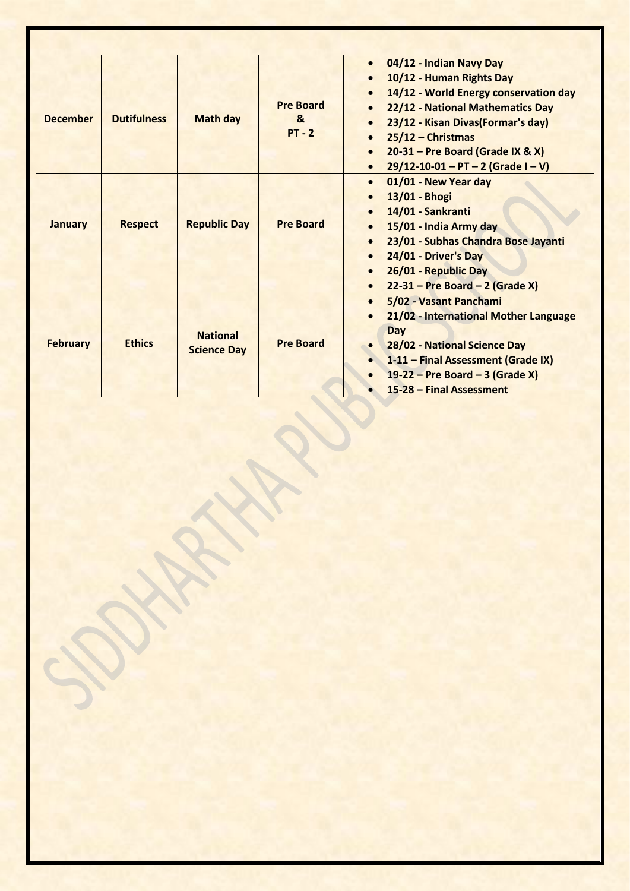| | | | | |
|---|---|---|---|---|
| **December** | **Dutifulness** | **Math day** | **Pre Board & PT - 2** | • **04/12 - Indian Navy Day**<br>• **10/12 - Human Rights Day**<br>• **14/12 - World Energy conservation day**<br>• **22/12 - National Mathematics Day**<br>• **23/12 - Kisan Divas(Formar's day)**<br>• **25/12 – Christmas**<br>• **20-31 – Pre Board (Grade IX & X)**<br>• **29/12-10-01 – PT – 2 (Grade I – V)** |
| **January** | **Respect** | **Republic Day** | **Pre Board** | • **01/01 - New Year day**<br>• **13/01 - Bhogi**<br>• **14/01 - Sankranti**<br>• **15/01 - India Army day**<br>• **23/01 - Subhas Chandra Bose Jayanti**<br>• **24/01 - Driver's Day**<br>• **26/01 - Republic Day**<br>• **22-31 – Pre Board – 2 (Grade X)** |
| **February** | **Ethics** | **National Science Day** | **Pre Board** | • **5/02 - Vasant Panchami**<br>• **21/02 - International Mother Language Day**<br>• **28/02 - National Science Day**<br>• **1-11 – Final Assessment (Grade IX)**<br>• **19-22 – Pre Board – 3 (Grade X)**<br>• **15-28 – Final Assessment** |